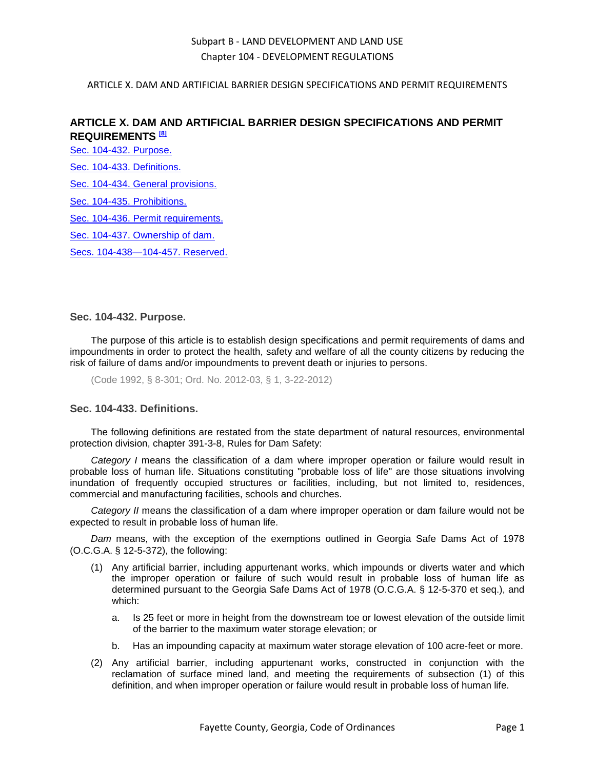## ARTICLE X. DAM AND ARTIFICIAL BARRIER DESIGN SPECIFICATIONS AND PERMIT REQUIREMENTS [8]

Sec. 104-432. Purpose.

Sec. 104-433. Definitions.

Sec. 104-434. General provisions.

Sec. 104-435. Prohibitions.

Sec. 104-436. Permit requirements.

Sec. 104-437. Ownership of dam.

Secs. 104-438—104-457. Reserved.

### Sec. 104-432. Purpose.

The purpose of this article is to establish design specifications and permit requirements of dams and impoundments in order to protect the health, safety and welfare of all the county citizens by reducing the risk of failure of dams and/or impoundments to prevent death or injuries to persons.

(Code 1992, § 8-301; Ord. No. 2012-03, § 1, 3-22-2012)

### Sec. 104-433. Definitions.

The following definitions are restated from the state department of natural resources, environmental protection division, chapter 391-3-8, Rules for Dam Safety:

*Category I* means the classification of a dam where improper operation or failure would result in probable loss of human life. Situations constituting "probable loss of life" are those situations involving inundation of frequently occupied structures or facilities, including, but not limited to, residences, commercial and manufacturing facilities, schools and churches.

*Category II* means the classification of a dam where improper operation or dam failure would not be expected to result in probable loss of human life.

*Dam* means, with the exception of the exemptions outlined in Georgia Safe Dams Act of 1978 (O.C.G.A. § 12-5-372), the following:

(1) Any artificial barrier, including appurtenant works, which impounds or diverts water and which the improper operation or failure of such would result in probable loss of human life as determined pursuant to the Georgia Safe Dams Act of 1978 (O.C.G.A. § 12-5-370 et seq.), and which:

   a. Is 25 feet or more in height from the downstream toe or lowest elevation of the outside limit of the barrier to the maximum water storage elevation; or

   b. Has an impounding capacity at maximum water storage elevation of 100 acre-feet or more.

(2) Any artificial barrier, including appurtenant works, constructed in conjunction with the reclamation of surface mined land, and meeting the requirements of subsection (1) of this definition, and when improper operation or failure would result in probable loss of human life.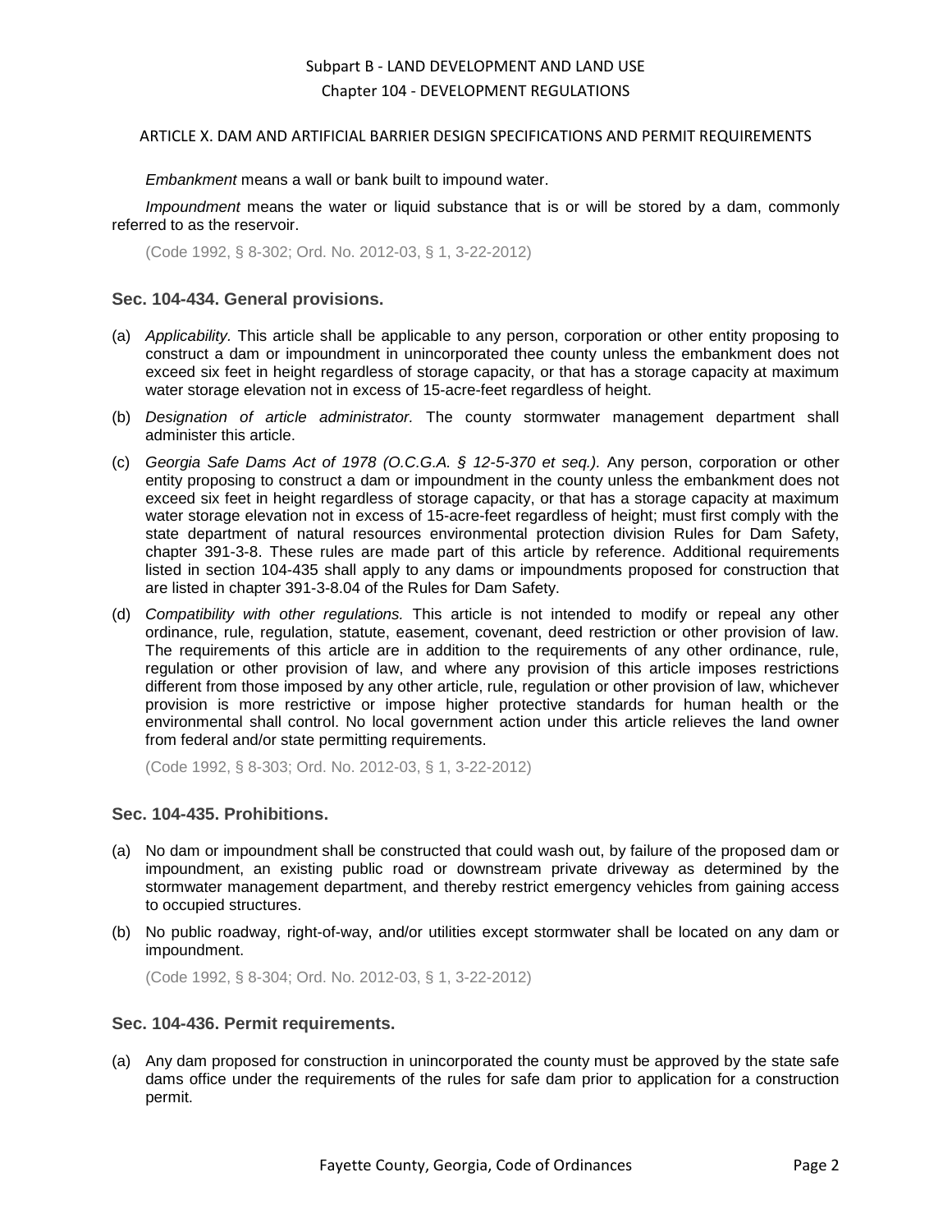*Embankment* means a wall or bank built to impound water.

*Impoundment* means the water or liquid substance that is or will be stored by a dam, commonly referred to as the reservoir.

(Code 1992, § 8-302; Ord. No. 2012-03, § 1, 3-22-2012)

### Sec. 104-434. General provisions.

(a) *Applicability.* This article shall be applicable to any person, corporation or other entity proposing to construct a dam or impoundment in unincorporated thee county unless the embankment does not exceed six feet in height regardless of storage capacity, or that has a storage capacity at maximum water storage elevation not in excess of 15-acre-feet regardless of height.

(b) *Designation of article administrator.* The county stormwater management department shall administer this article.

(c) *Georgia Safe Dams Act of 1978 (O.C.G.A. § 12-5-370 et seq.).* Any person, corporation or other entity proposing to construct a dam or impoundment in the county unless the embankment does not exceed six feet in height regardless of storage capacity, or that has a storage capacity at maximum water storage elevation not in excess of 15-acre-feet regardless of height; must first comply with the state department of natural resources environmental protection division Rules for Dam Safety, chapter 391-3-8. These rules are made part of this article by reference. Additional requirements listed in section 104-435 shall apply to any dams or impoundments proposed for construction that are listed in chapter 391-3-8.04 of the Rules for Dam Safety.

(d) *Compatibility with other regulations.* This article is not intended to modify or repeal any other ordinance, rule, regulation, statute, easement, covenant, deed restriction or other provision of law. The requirements of this article are in addition to the requirements of any other ordinance, rule, regulation or other provision of law, and where any provision of this article imposes restrictions different from those imposed by any other article, rule, regulation or other provision of law, whichever provision is more restrictive or impose higher protective standards for human health or the environmental shall control. No local government action under this article relieves the land owner from federal and/or state permitting requirements.

(Code 1992, § 8-303; Ord. No. 2012-03, § 1, 3-22-2012)

### Sec. 104-435. Prohibitions.

(a) No dam or impoundment shall be constructed that could wash out, by failure of the proposed dam or impoundment, an existing public road or downstream private driveway as determined by the stormwater management department, and thereby restrict emergency vehicles from gaining access to occupied structures.

(b) No public roadway, right-of-way, and/or utilities except stormwater shall be located on any dam or impoundment.

(Code 1992, § 8-304; Ord. No. 2012-03, § 1, 3-22-2012)

### Sec. 104-436. Permit requirements.

(a) Any dam proposed for construction in unincorporated the county must be approved by the state safe dams office under the requirements of the rules for safe dam prior to application for a construction permit.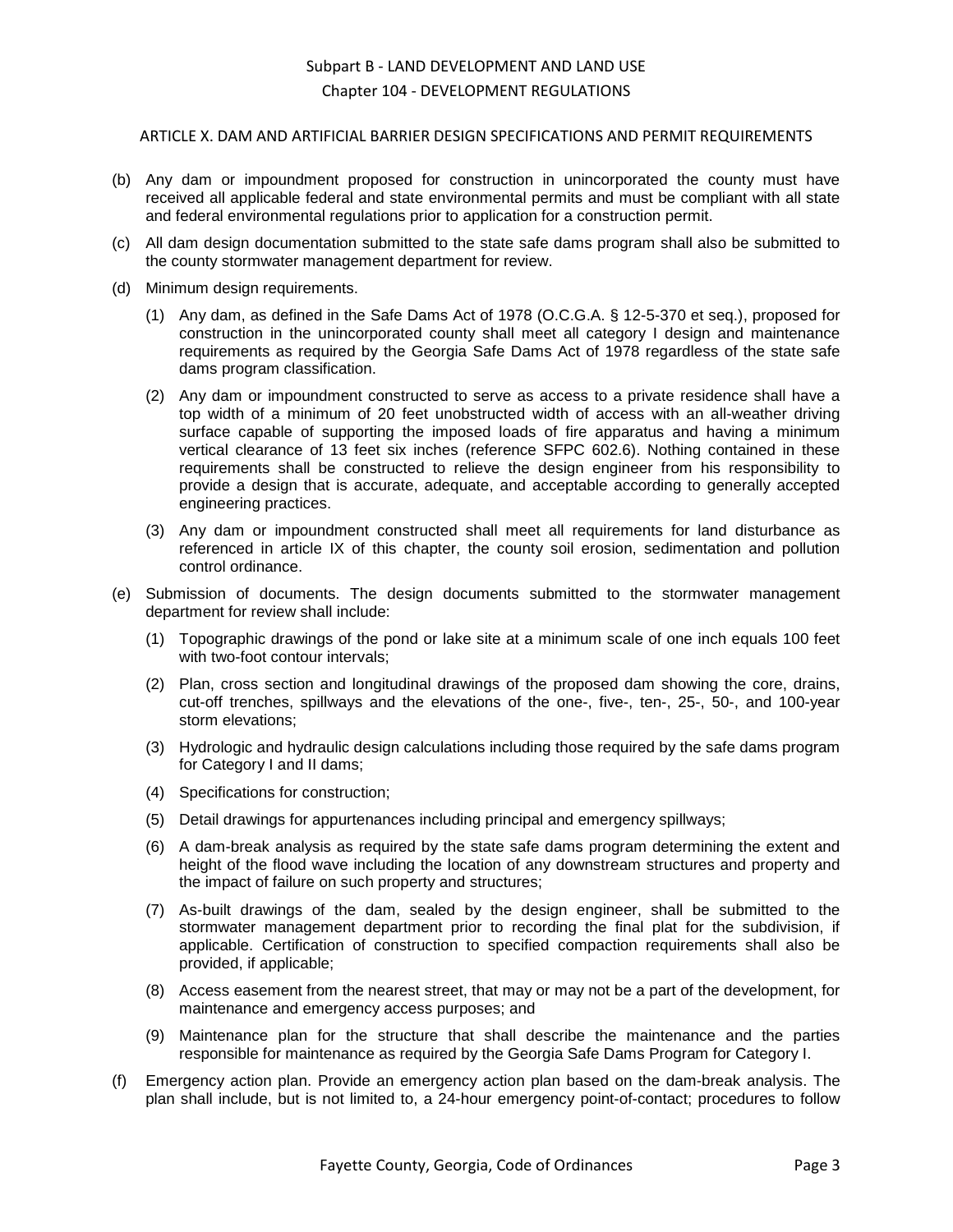ARTICLE X. DAM AND ARTIFICIAL BARRIER DESIGN SPECIFICATIONS AND PERMIT REQUIREMENTS

(b) Any dam or impoundment proposed for construction in unincorporated the county must have received all applicable federal and state environmental permits and must be compliant with all state and federal environmental regulations prior to application for a construction permit.

(c) All dam design documentation submitted to the state safe dams program shall also be submitted to the county stormwater management department for review.

(d) Minimum design requirements.

  (1) Any dam, as defined in the Safe Dams Act of 1978 (O.C.G.A. § 12-5-370 et seq.), proposed for construction in the unincorporated county shall meet all category I design and maintenance requirements as required by the Georgia Safe Dams Act of 1978 regardless of the state safe dams program classification.

  (2) Any dam or impoundment constructed to serve as access to a private residence shall have a top width of a minimum of 20 feet unobstructed width of access with an all-weather driving surface capable of supporting the imposed loads of fire apparatus and having a minimum vertical clearance of 13 feet six inches (reference SFPC 602.6). Nothing contained in these requirements shall be constructed to relieve the design engineer from his responsibility to provide a design that is accurate, adequate, and acceptable according to generally accepted engineering practices.

  (3) Any dam or impoundment constructed shall meet all requirements for land disturbance as referenced in article IX of this chapter, the county soil erosion, sedimentation and pollution control ordinance.

(e) Submission of documents. The design documents submitted to the stormwater management department for review shall include:

  (1) Topographic drawings of the pond or lake site at a minimum scale of one inch equals 100 feet with two-foot contour intervals;

  (2) Plan, cross section and longitudinal drawings of the proposed dam showing the core, drains, cut-off trenches, spillways and the elevations of the one-, five-, ten-, 25-, 50-, and 100-year storm elevations;

  (3) Hydrologic and hydraulic design calculations including those required by the safe dams program for Category I and II dams;

  (4) Specifications for construction;

  (5) Detail drawings for appurtenances including principal and emergency spillways;

  (6) A dam-break analysis as required by the state safe dams program determining the extent and height of the flood wave including the location of any downstream structures and property and the impact of failure on such property and structures;

  (7) As-built drawings of the dam, sealed by the design engineer, shall be submitted to the stormwater management department prior to recording the final plat for the subdivision, if applicable. Certification of construction to specified compaction requirements shall also be provided, if applicable;

  (8) Access easement from the nearest street, that may or may not be a part of the development, for maintenance and emergency access purposes; and

  (9) Maintenance plan for the structure that shall describe the maintenance and the parties responsible for maintenance as required by the Georgia Safe Dams Program for Category I.

(f) Emergency action plan. Provide an emergency action plan based on the dam-break analysis. The plan shall include, but is not limited to, a 24-hour emergency point-of-contact; procedures to follow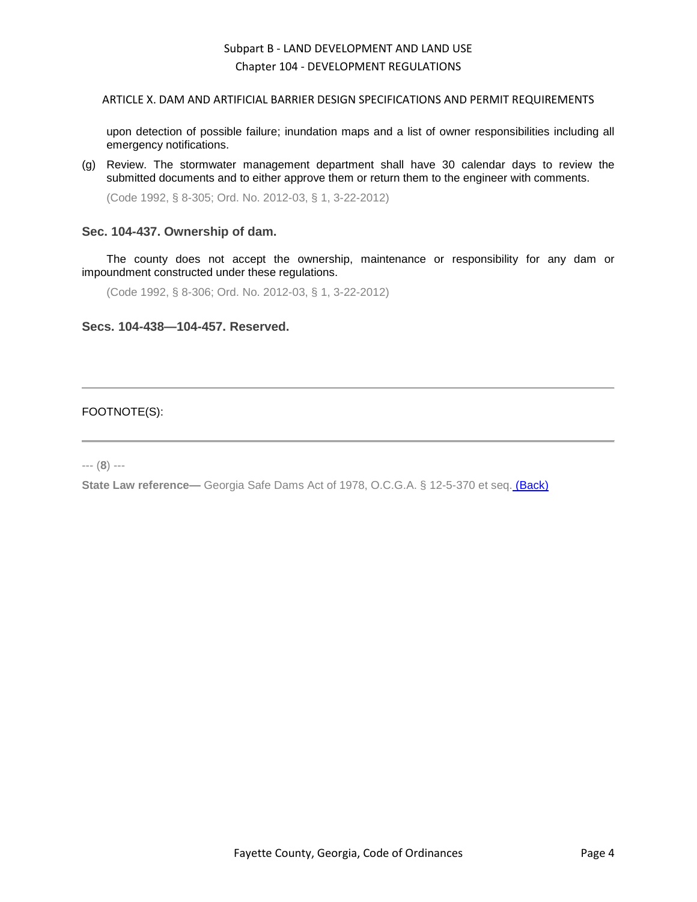upon detection of possible failure; inundation maps and a list of owner responsibilities including all emergency notifications.

(g) Review. The stormwater management department shall have 30 calendar days to review the submitted documents and to either approve them or return them to the engineer with comments.

(Code 1992, § 8-305; Ord. No. 2012-03, § 1, 3-22-2012)

### Sec. 104-437. Ownership of dam.

The county does not accept the ownership, maintenance or responsibility for any dam or impoundment constructed under these regulations.

(Code 1992, § 8-306; Ord. No. 2012-03, § 1, 3-22-2012)

### Secs. 104-438—104-457. Reserved.

---

FOOTNOTE(S):

---

--- (**8**) ---

**State Law reference—** Georgia Safe Dams Act of 1978, O.C.G.A. § 12-5-370 et seq. (Back)